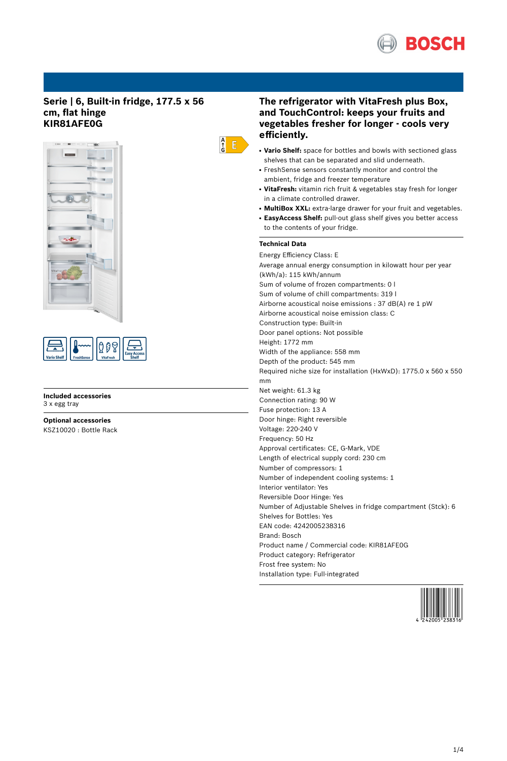# Serie | 6, Built-in fridge, 177.5 x 56 cm, flat hinge
# KIR81AFE0G

E

Vario Shelf | FreshSense | VitaFresh | Easy Access Shelf

**Included accessories**
3 x egg tray

**Optional accessories**
KSZ10020 : Bottle Rack

## The refrigerator with VitaFresh plus Box, and TouchControl: keeps your fruits and vegetables fresher for longer - cools very efficiently.

- **Vario Shelf:** space for bottles and bowls with sectioned glass shelves that can be separated and slid underneath.
- FreshSense sensors constantly monitor and control the ambient, fridge and freezer temperature
- **VitaFresh:** vitamin rich fruit & vegetables stay fresh for longer in a climate controlled drawer.
- **MultiBox XXL:** extra-large drawer for your fruit and vegetables.
- **EasyAccess Shelf:** pull-out glass shelf gives you better access to the contents of your fridge.

### Technical Data

Energy Efficiency Class: E
Average annual energy consumption in kilowatt hour per year (kWh/a): 115 kWh/annum
Sum of volume of frozen compartments: 0 l
Sum of volume of chill compartments: 319 l
Airborne acoustical noise emissions : 37 dB(A) re 1 pW
Airborne acoustical noise emission class: C
Construction type: Built-in
Door panel options: Not possible
Height: 1772 mm
Width of the appliance: 558 mm
Depth of the product: 545 mm
Required niche size for installation (HxWxD): 1775.0 x 560 x 550 mm
Net weight: 61.3 kg
Connection rating: 90 W
Fuse protection: 13 A
Door hinge: Right reversible
Voltage: 220-240 V
Frequency: 50 Hz
Approval certificates: CE, G-Mark, VDE
Length of electrical supply cord: 230 cm
Number of compressors: 1
Number of independent cooling systems: 1
Interior ventilator: Yes
Reversible Door Hinge: Yes
Number of Adjustable Shelves in fridge compartment (Stck): 6
Shelves for Bottles: Yes
EAN code: 4242005238316
Brand: Bosch
Product name / Commercial code: KIR81AFE0G
Product category: Refrigerator
Frost free system: No
Installation type: Full-integrated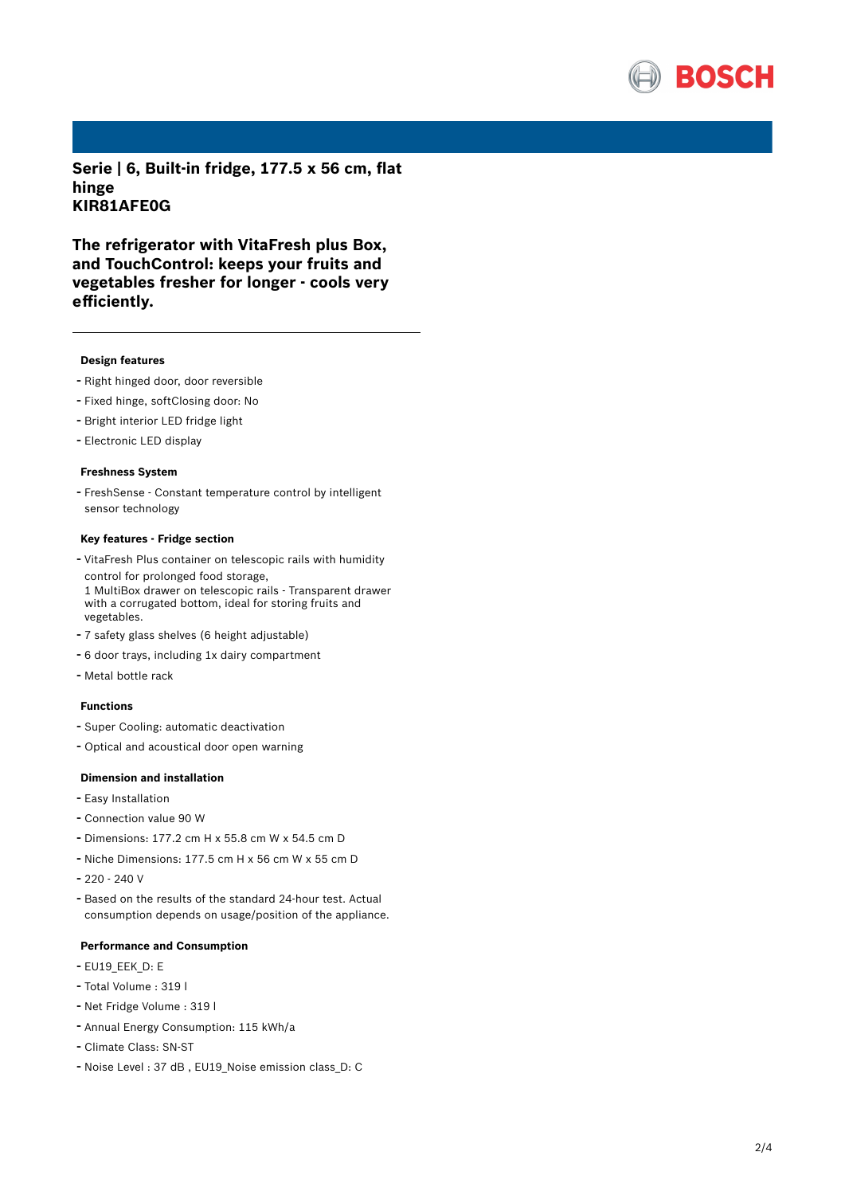# Serie | 6, Built-in fridge, 177.5 x 56 cm, flat hinge
# KIR81AFE0G

## The refrigerator with VitaFresh plus Box, and TouchControl: keeps your fruits and vegetables fresher for longer - cools very efficiently.

---

### Design features

- Right hinged door, door reversible
- Fixed hinge, softClosing door: No
- Bright interior LED fridge light
- Electronic LED display

### Freshness System

- FreshSense - Constant temperature control by intelligent sensor technology

### Key features - Fridge section

- VitaFresh Plus container on telescopic rails with humidity control for prolonged food storage,
  1 MultiBox drawer on telescopic rails - Transparent drawer with a corrugated bottom, ideal for storing fruits and vegetables.
- 7 safety glass shelves (6 height adjustable)
- 6 door trays, including 1x dairy compartment
- Metal bottle rack

### Functions

- Super Cooling: automatic deactivation
- Optical and acoustical door open warning

### Dimension and installation

- Easy Installation
- Connection value 90 W
- Dimensions: 177.2 cm H x 55.8 cm W x 54.5 cm D
- Niche Dimensions: 177.5 cm H x 56 cm W x 55 cm D
- 220 - 240 V
- Based on the results of the standard 24-hour test. Actual consumption depends on usage/position of the appliance.

### Performance and Consumption

- EU19_EEK_D: E
- Total Volume : 319 l
- Net Fridge Volume : 319 l
- Annual Energy Consumption: 115 kWh/a
- Climate Class: SN-ST
- Noise Level : 37 dB , EU19_Noise emission class_D: C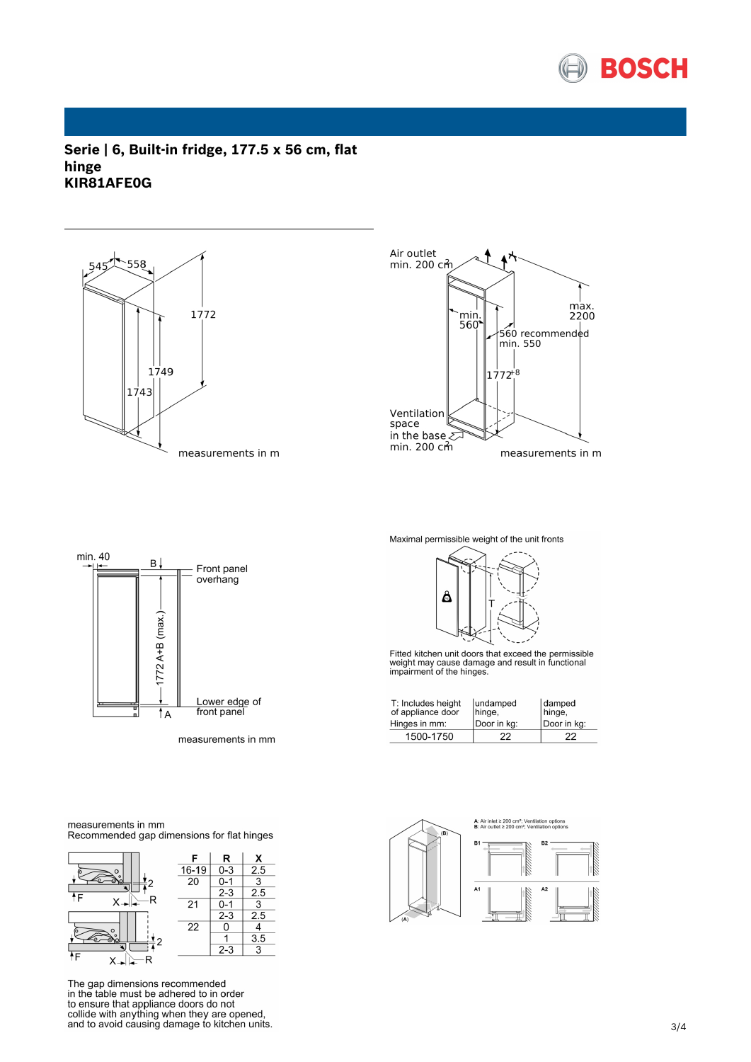# Serie | 6, Built-in fridge, 177.5 x 56 cm, flat hinge
## KIR81AFE0G

545 558

1772

1749

1743

measurements in m

Air outlet min. 200 cm²

min. 560

max. 2200

560 recommended min. 550

$1772^{+8}$

Ventilation space in the base min. 200 cm²

measurements in m

min. 40

B

Front panel overhang

1772 A+B (max.)

Lower edge of front panel

A

measurements in mm

Maximal permissible weight of the unit fronts

T

Fitted kitchen unit doors that exceed the permissible weight may cause damage and result in functional impairment of the hinges.

| T: Includes height of appliance door Hinges in mm: | undamped hinge, Door in kg: | damped hinge, Door in kg: |
|---|---|---|
| 1500-1750 | 22 | 22 |

measurements in mm
Recommended gap dimensions for flat hinges

| F | R | X |
|---|---|---|
| 16-19 | 0-3 | 2.5 |
| 20 | 0-1 | 3 |
| | 2-3 | 2.5 |
| 21 | 0-1 | 3 |
| | 2-3 | 2.5 |
| 22 | 0 | 4 |
| | 1 | 3.5 |
| | 2-3 | 3 |

The gap dimensions recommended in the table must be adhered to in order to ensure that appliance doors do not collide with anything when they are opened, and to avoid causing damage to kitchen units.

A: Air inlet ≥ 200 cm²; Ventilation options
B: Air outlet ≥ 200 cm²; Ventilation options

B1 B2 A1 A2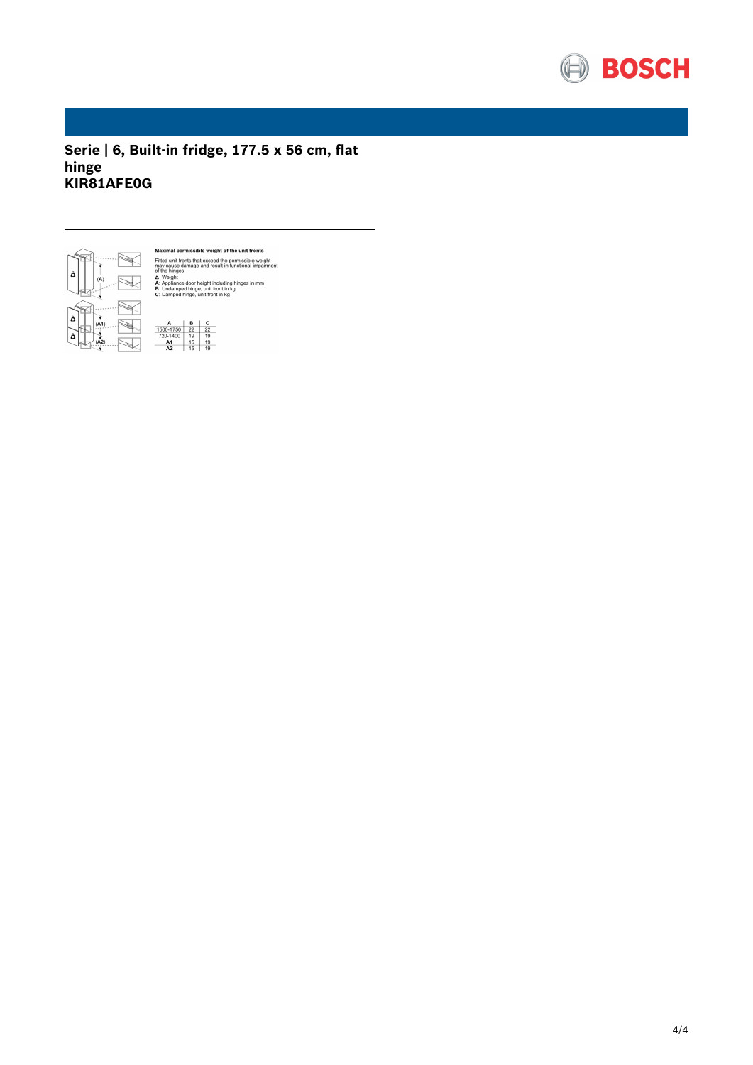# Serie | 6, Built-in fridge, 177.5 x 56 cm, flat hinge
# KIR81AFE0G

**Maximal permissible weight of the unit fronts**

Fitted unit fronts that exceed the permissible weight may cause damage and result in functional impairment of the hinges

Weight
**A**: Appliance door height including hinges in mm
**B**: Undamped hinge, unit front in kg
**C**: Damped hinge, unit front in kg

(A)
(A1)
(A2)

| A | B | C |
|---|---|---|
| 1500-1750 | 22 | 22 |
| 720-1400 | 19 | 19 |
| **A1** | 15 | 19 |
| **A2** | 15 | 19 |